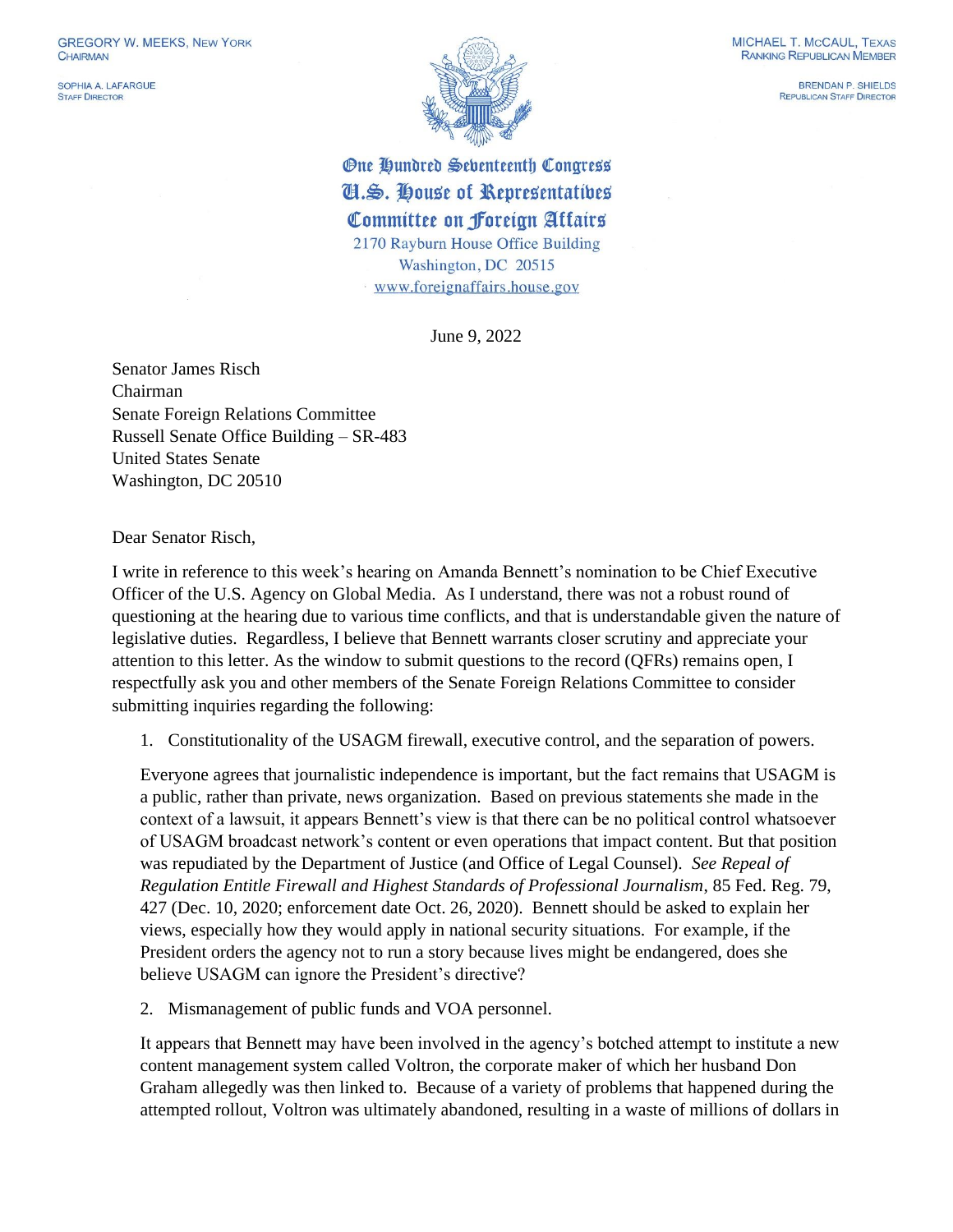GREGORY W. MEEKS, NEW YORK
CHAIRMAN

SOPHIA A. LAFARGUE
STAFF DIRECTOR

MICHAEL T. MCCAUL, TEXAS
RANKING REPUBLICAN MEMBER

BRENDAN P. SHIELDS
REPUBLICAN STAFF DIRECTOR

**One Hundred Seventeenth Congress**
**U.S. House of Representatives**
**Committee on Foreign Affairs**
2170 Rayburn House Office Building
Washington, DC 20515
www.foreignaffairs.house.gov

June 9, 2022

Senator James Risch
Chairman
Senate Foreign Relations Committee
Russell Senate Office Building – SR-483
United States Senate
Washington, DC 20510

Dear Senator Risch,

I write in reference to this week's hearing on Amanda Bennett's nomination to be Chief Executive Officer of the U.S. Agency on Global Media. As I understand, there was not a robust round of questioning at the hearing due to various time conflicts, and that is understandable given the nature of legislative duties. Regardless, I believe that Bennett warrants closer scrutiny and appreciate your attention to this letter. As the window to submit questions to the record (QFRs) remains open, I respectfully ask you and other members of the Senate Foreign Relations Committee to consider submitting inquiries regarding the following:

1. Constitutionality of the USAGM firewall, executive control, and the separation of powers.

Everyone agrees that journalistic independence is important, but the fact remains that USAGM is a public, rather than private, news organization. Based on previous statements she made in the context of a lawsuit, it appears Bennett's view is that there can be no political control whatsoever of USAGM broadcast network's content or even operations that impact content. But that position was repudiated by the Department of Justice (and Office of Legal Counsel). *See Repeal of Regulation Entitle Firewall and Highest Standards of Professional Journalism*, 85 Fed. Reg. 79, 427 (Dec. 10, 2020; enforcement date Oct. 26, 2020). Bennett should be asked to explain her views, especially how they would apply in national security situations. For example, if the President orders the agency not to run a story because lives might be endangered, does she believe USAGM can ignore the President's directive?

2. Mismanagement of public funds and VOA personnel.

It appears that Bennett may have been involved in the agency's botched attempt to institute a new content management system called Voltron, the corporate maker of which her husband Don Graham allegedly was then linked to. Because of a variety of problems that happened during the attempted rollout, Voltron was ultimately abandoned, resulting in a waste of millions of dollars in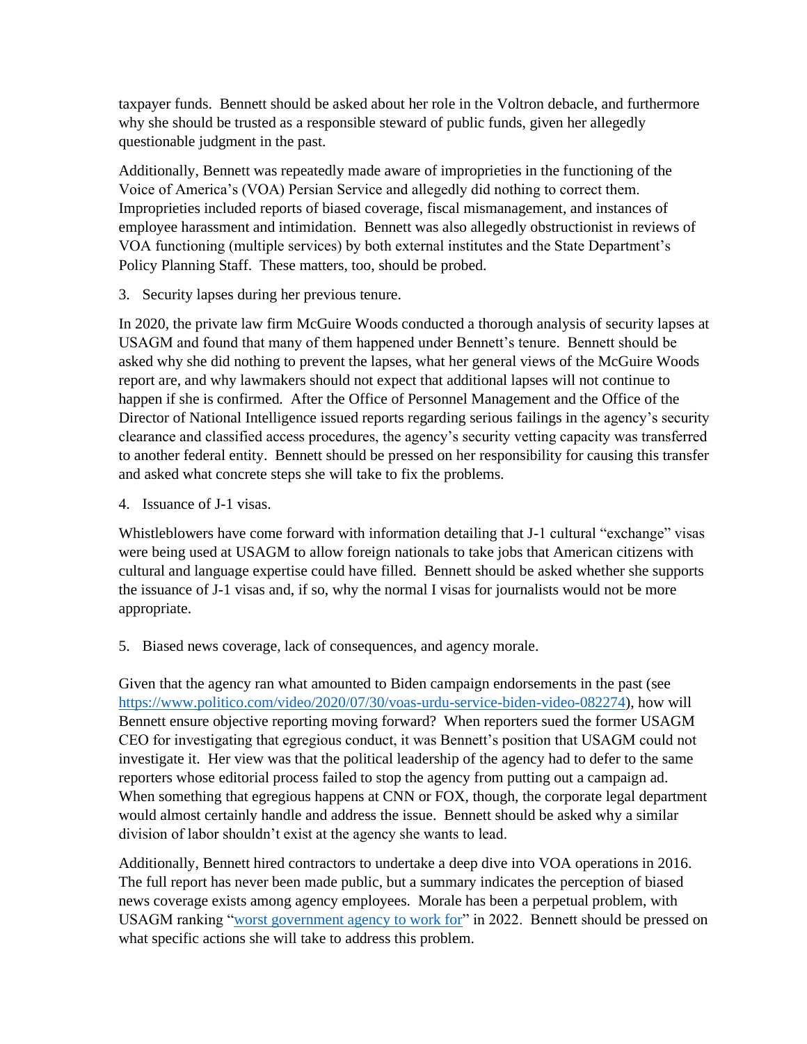taxpayer funds. Bennett should be asked about her role in the Voltron debacle, and furthermore why she should be trusted as a responsible steward of public funds, given her allegedly questionable judgment in the past.

Additionally, Bennett was repeatedly made aware of improprieties in the functioning of the Voice of America's (VOA) Persian Service and allegedly did nothing to correct them. Improprieties included reports of biased coverage, fiscal mismanagement, and instances of employee harassment and intimidation. Bennett was also allegedly obstructionist in reviews of VOA functioning (multiple services) by both external institutes and the State Department's Policy Planning Staff. These matters, too, should be probed.

3. Security lapses during her previous tenure.

In 2020, the private law firm McGuire Woods conducted a thorough analysis of security lapses at USAGM and found that many of them happened under Bennett's tenure. Bennett should be asked why she did nothing to prevent the lapses, what her general views of the McGuire Woods report are, and why lawmakers should not expect that additional lapses will not continue to happen if she is confirmed. After the Office of Personnel Management and the Office of the Director of National Intelligence issued reports regarding serious failings in the agency's security clearance and classified access procedures, the agency's security vetting capacity was transferred to another federal entity. Bennett should be pressed on her responsibility for causing this transfer and asked what concrete steps she will take to fix the problems.

4. Issuance of J-1 visas.

Whistleblowers have come forward with information detailing that J-1 cultural "exchange" visas were being used at USAGM to allow foreign nationals to take jobs that American citizens with cultural and language expertise could have filled. Bennett should be asked whether she supports the issuance of J-1 visas and, if so, why the normal I visas for journalists would not be more appropriate.

5. Biased news coverage, lack of consequences, and agency morale.

Given that the agency ran what amounted to Biden campaign endorsements in the past (see [https://www.politico.com/video/2020/07/30/voas-urdu-service-biden-video-082274](https://www.politico.com/video/2020/07/30/voas-urdu-service-biden-video-082274)), how will Bennett ensure objective reporting moving forward? When reporters sued the former USAGM CEO for investigating that egregious conduct, it was Bennett's position that USAGM could not investigate it. Her view was that the political leadership of the agency had to defer to the same reporters whose editorial process failed to stop the agency from putting out a campaign ad. When something that egregious happens at CNN or FOX, though, the corporate legal department would almost certainly handle and address the issue. Bennett should be asked why a similar division of labor shouldn't exist at the agency she wants to lead.

Additionally, Bennett hired contractors to undertake a deep dive into VOA operations in 2016. The full report has never been made public, but a summary indicates the perception of biased news coverage exists among agency employees. Morale has been a perpetual problem, with USAGM ranking "worst government agency to work for" in 2022. Bennett should be pressed on what specific actions she will take to address this problem.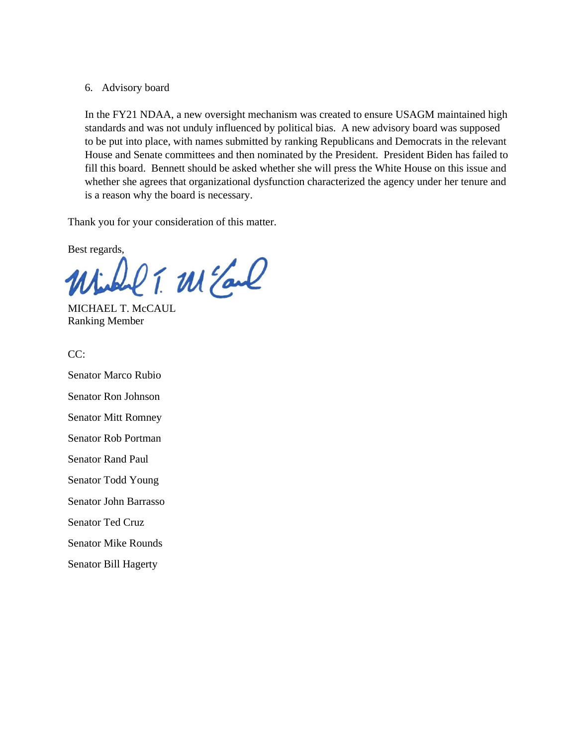6. Advisory board

   In the FY21 NDAA, a new oversight mechanism was created to ensure USAGM maintained high standards and was not unduly influenced by political bias. A new advisory board was supposed to be put into place, with names submitted by ranking Republicans and Democrats in the relevant House and Senate committees and then nominated by the President. President Biden has failed to fill this board. Bennett should be asked whether she will press the White House on this issue and whether she agrees that organizational dysfunction characterized the agency under her tenure and is a reason why the board is necessary.

Thank you for your consideration of this matter.

Best regards,

MICHAEL T. McCAUL
Ranking Member

CC:

Senator Marco Rubio

Senator Ron Johnson

Senator Mitt Romney

Senator Rob Portman

Senator Rand Paul

Senator Todd Young

Senator John Barrasso

Senator Ted Cruz

Senator Mike Rounds

Senator Bill Hagerty